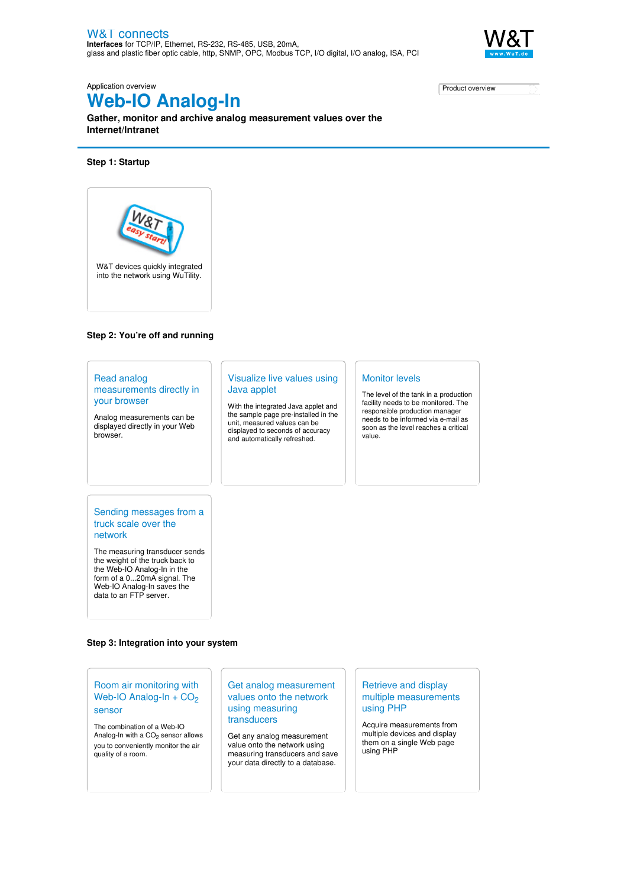W&T connects
**Interfaces** for TCP/IP, Ethernet, RS-232, RS-485, USB, 20mA, glass and plastic fiber optic cable, http, SNMP, OPC, Modbus TCP, I/O digital, I/O analog, ISA, PCI

Product overview

Application overview

# Web-IO Analog-In

**Gather, monitor and archive analog measurement values over the Internet/Intranet**

### Step 1: Startup

W&T devices quickly integrated into the network using WuTility.

### Step 2: You're off and running

#### Read analog measurements directly in your browser

Analog measurements can be displayed directly in your Web browser.

#### Visualize live values using Java applet

With the integrated Java applet and the sample page pre-installed in the unit, measured values can be displayed to seconds of accuracy and automatically refreshed.

#### Monitor levels

The level of the tank in a production facility needs to be monitored. The responsible production manager needs to be informed via e-mail as soon as the level reaches a critical value.

#### Sending messages from a truck scale over the network

The measuring transducer sends the weight of the truck back to the Web-IO Analog-In in the form of a 0...20mA signal. The Web-IO Analog-In saves the data to an FTP server.

### Step 3: Integration into your system

#### Room air monitoring with Web-IO Analog-In + $CO_2$ sensor

The combination of a Web-IO Analog-In with a $CO_2$ sensor allows you to conveniently monitor the air quality of a room.

#### Get analog measurement values onto the network using measuring transducers

Get any analog measurement value onto the network using measuring transducers and save your data directly to a database.

#### Retrieve and display multiple measurements using PHP

Acquire measurements from multiple devices and display them on a single Web page using PHP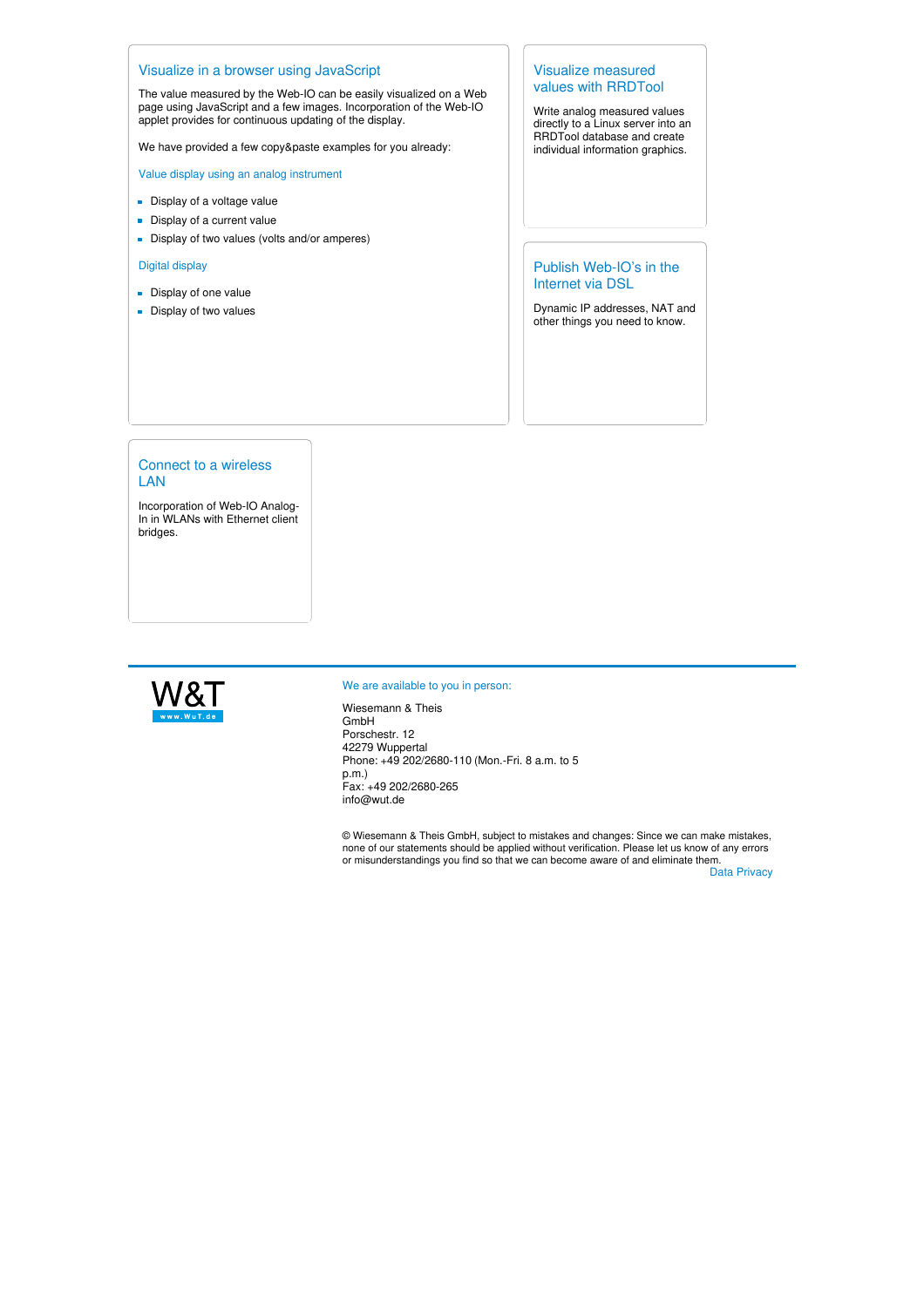## Visualize in a browser using JavaScript

The value measured by the Web-IO can be easily visualized on a Web page using JavaScript and a few images. Incorporation of the Web-IO applet provides for continuous updating of the display.

We have provided a few copy&paste examples for you already:

### Value display using an analog instrument

- Display of a voltage value
- Display of a current value
- Display of two values (volts and/or amperes)

### Digital display

- Display of one value
- Display of two values

## Visualize measured values with RRDTool

Write analog measured values directly to a Linux server into an RRDTool database and create individual information graphics.

## Publish Web-IO's in the Internet via DSL

Dynamic IP addresses, NAT and other things you need to know.

## Connect to a wireless LAN

Incorporation of Web-IO Analog-In in WLANs with Ethernet client bridges.

W&T
www.WuT.de

We are available to you in person:

Wiesemann & Theis GmbH
Porschestr. 12
42279 Wuppertal
Phone: +49 202/2680-110 (Mon.-Fri. 8 a.m. to 5 p.m.)
Fax: +49 202/2680-265
info@wut.de

© Wiesemann & Theis GmbH, subject to mistakes and changes: Since we can make mistakes, none of our statements should be applied without verification. Please let us know of any errors or misunderstandings you find so that we can become aware of and eliminate them.

Data Privacy